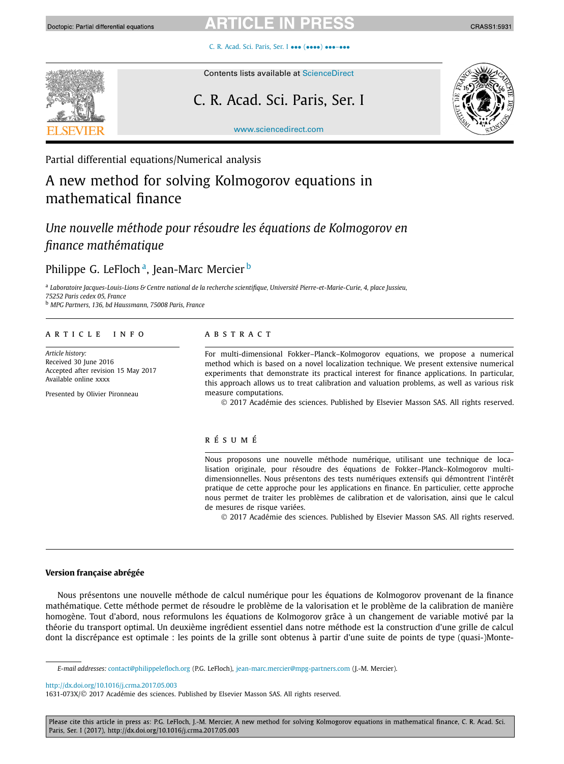Partial differential equations/Numerical analysis

# A new method for solving Kolmogorov equations in mathematical finance

*Une nouvelle méthode pour résoudre les équations de Kolmogorov en finance mathématique*

Philippe G. LeFloch [a], Jean-Marc Mercier [b]

[a] *Laboratoire Jacques-Louis-Lions & Centre national de la recherche scientifique, Université Pierre-et-Marie-Curie, 4, place Jussieu, 75252 Paris cedex 05, France*

[b] *MPG Partners, 136, bd Haussmann, 75008 Paris, France*

## ARTICLE INFO

*Article history:*
Received 30 June 2016
Accepted after revision 15 May 2017
Available online xxxx

Presented by Olivier Pironneau

## ABSTRACT

For multi-dimensional Fokker–Planck–Kolmogorov equations, we propose a numerical method which is based on a novel localization technique. We present extensive numerical experiments that demonstrate its practical interest for finance applications. In particular, this approach allows us to treat calibration and valuation problems, as well as various risk measure computations.

© 2017 Académie des sciences. Published by Elsevier Masson SAS. All rights reserved.

## RÉSUMÉ

Nous proposons une nouvelle méthode numérique, utilisant une technique de localisation originale, pour résoudre des équations de Fokker–Planck–Kolmogorov multi-dimensionnelles. Nous présentons des tests numériques extensifs qui démontrent l'intérêt pratique de cette approche pour les applications en finance. En particulier, cette approche nous permet de traiter les problèmes de calibration et de valorisation, ainsi que le calcul de mesures de risque variées.

© 2017 Académie des sciences. Published by Elsevier Masson SAS. All rights reserved.

### Version française abrégée

Nous présentons une nouvelle méthode de calcul numérique pour les équations de Kolmogorov provenant de la finance mathématique. Cette méthode permet de résoudre le problème de la valorisation et le problème de la calibration de manière homogène. Tout d'abord, nous reformulons les équations de Kolmogorov grâce à un changement de variable motivé par la théorie du transport optimal. Un deuxième ingrédient essentiel dans notre méthode est la construction d'une grille de calcul dont la discrépance est optimale : les points de la grille sont obtenus à partir d'une suite de points de type (quasi-)Monte-

*E-mail addresses:* contact@philippelefloch.org (P.G. LeFloch), jean-marc.mercier@mpg-partners.com (J.-M. Mercier).

http://dx.doi.org/10.1016/j.crma.2017.05.003
1631-073X/© 2017 Académie des sciences. Published by Elsevier Masson SAS. All rights reserved.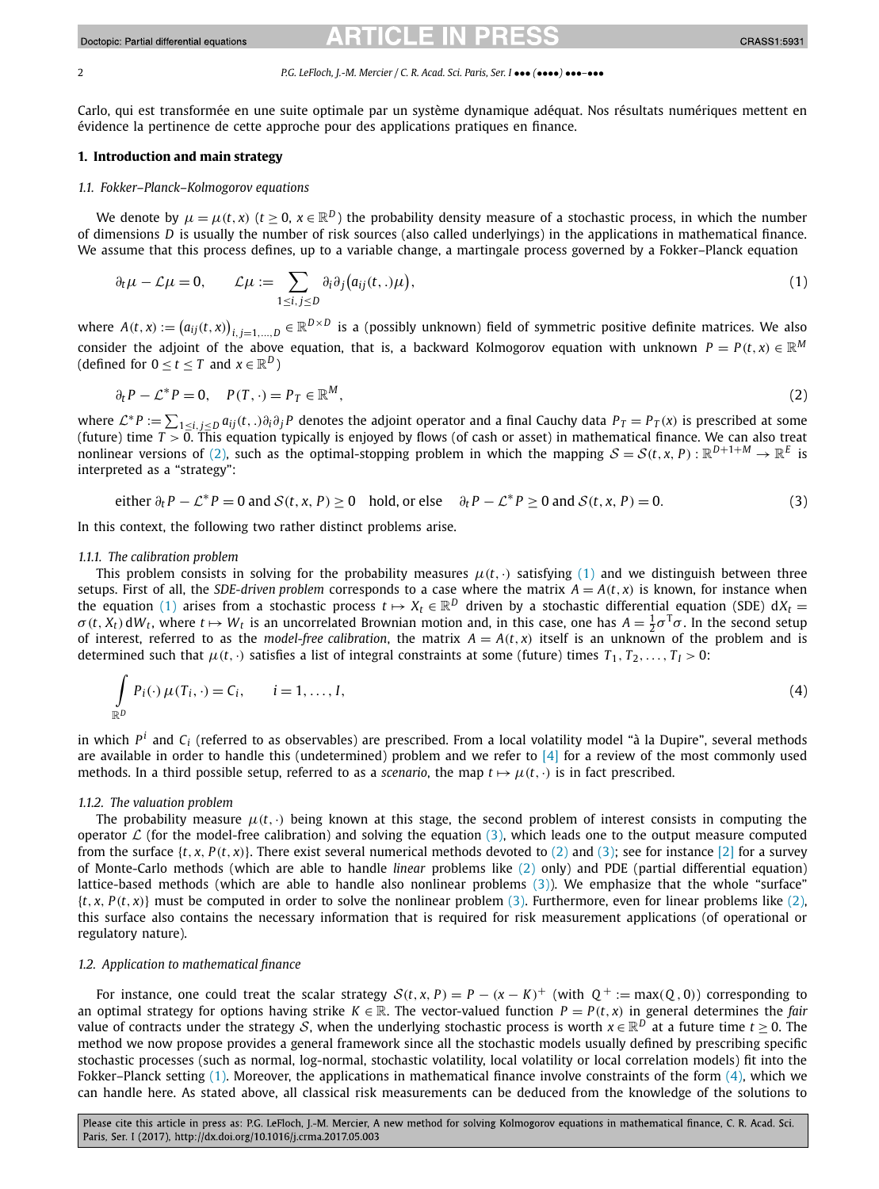Carlo, qui est transformée en une suite optimale par un système dynamique adéquat. Nos résultats numériques mettent en évidence la pertinence de cette approche pour des applications pratiques en finance.

## 1. Introduction and main strategy

### 1.1. Fokker–Planck–Kolmogorov equations

We denote by $\mu = \mu(t, x)$ ($t \geq 0$, $x \in \mathbb{R}^D$) the probability density measure of a stochastic process, in which the number of dimensions $D$ is usually the number of risk sources (also called underlyings) in the applications in mathematical finance. We assume that this process defines, up to a variable change, a martingale process governed by a Fokker–Planck equation

$$\partial_t \mu - \mathcal{L}\mu = 0, \qquad \mathcal{L}\mu := \sum_{1 \leq i,j \leq D} \partial_i \partial_j \big(a_{ij}(t,.)\mu\big), \tag{1}$$

where $A(t,x) := \big(a_{ij}(t,x)\big)_{i,j=1,\ldots,D} \in \mathbb{R}^{D \times D}$ is a (possibly unknown) field of symmetric positive definite matrices. We also consider the adjoint of the above equation, that is, a backward Kolmogorov equation with unknown $P = P(t,x) \in \mathbb{R}^M$ (defined for $0 \leq t \leq T$ and $x \in \mathbb{R}^D$)

$$\partial_t P - \mathcal{L}^* P = 0, \quad P(T, \cdot) = P_T \in \mathbb{R}^M, \tag{2}$$

where $\mathcal{L}^* P := \sum_{1 \leq i,j \leq D} a_{ij}(t,.)\partial_i \partial_j P$ denotes the adjoint operator and a final Cauchy data $P_T = P_T(x)$ is prescribed at some (future) time $T > 0$. This equation typically is enjoyed by flows (of cash or asset) in mathematical finance. We can also treat nonlinear versions of (2), such as the optimal-stopping problem in which the mapping $\mathcal{S} = \mathcal{S}(t,x,P) : \mathbb{R}^{D+1+M} \to \mathbb{R}^E$ is interpreted as a "strategy":

$$\text{either } \partial_t P - \mathcal{L}^* P = 0 \text{ and } \mathcal{S}(t,x,P) \geq 0 \quad \text{hold, or else} \quad \partial_t P - \mathcal{L}^* P \geq 0 \text{ and } \mathcal{S}(t,x,P) = 0. \tag{3}$$

In this context, the following two rather distinct problems arise.

#### 1.1.1. The calibration problem

This problem consists in solving for the probability measures $\mu(t,\cdot)$ satisfying (1) and we distinguish between three setups. First of all, the *SDE-driven problem* corresponds to a case where the matrix $A = A(t,x)$ is known, for instance when the equation (1) arises from a stochastic process $t \mapsto X_t \in \mathbb{R}^D$ driven by a stochastic differential equation (SDE) $\mathrm{d}X_t = \sigma(t, X_t)\,\mathrm{d}W_t$, where $t \mapsto W_t$ is an uncorrelated Brownian motion and, in this case, one has $A = \frac{1}{2}\sigma^\mathsf{T}\sigma$. In the second setup of interest, referred to as the *model-free calibration*, the matrix $A = A(t,x)$ itself is an unknown of the problem and is determined such that $\mu(t,\cdot)$ satisfies a list of integral constraints at some (future) times $T_1, T_2, \ldots, T_I > 0$:

$$\int_{\mathbb{R}^D} P_i(\cdot)\,\mu(T_i,\cdot) = C_i, \qquad i = 1, \ldots, I, \tag{4}$$

in which $P^i$ and $C_i$ (referred to as observables) are prescribed. From a local volatility model "à la Dupire", several methods are available in order to handle this (undetermined) problem and we refer to [4] for a review of the most commonly used methods. In a third possible setup, referred to as a *scenario*, the map $t \mapsto \mu(t,\cdot)$ is in fact prescribed.

#### 1.1.2. The valuation problem

The probability measure $\mu(t,\cdot)$ being known at this stage, the second problem of interest consists in computing the operator $\mathcal{L}$ (for the model-free calibration) and solving the equation (3), which leads one to the output measure computed from the surface $\{t, x, P(t,x)\}$. There exist several numerical methods devoted to (2) and (3); see for instance [2] for a survey of Monte-Carlo methods (which are able to handle *linear* problems like (2) only) and PDE (partial differential equation) lattice-based methods (which are able to handle also nonlinear problems (3)). We emphasize that the whole "surface" $\{t, x, P(t,x)\}$ must be computed in order to solve the nonlinear problem (3). Furthermore, even for linear problems like (2), this surface also contains the necessary information that is required for risk measurement applications (of operational or regulatory nature).

### 1.2. Application to mathematical finance

For instance, one could treat the scalar strategy $\mathcal{S}(t,x,P) = P - (x-K)^+$ (with $Q^+ := \max(Q,0)$) corresponding to an optimal strategy for options having strike $K \in \mathbb{R}$. The vector-valued function $P = P(t,x)$ in general determines the *fair* value of contracts under the strategy $\mathcal{S}$, when the underlying stochastic process is worth $x \in \mathbb{R}^D$ at a future time $t \geq 0$. The method we now propose provides a general framework since all the stochastic models usually defined by prescribing specific stochastic processes (such as normal, log-normal, stochastic volatility, local volatility or local correlation models) fit into the Fokker–Planck setting (1). Moreover, the applications in mathematical finance involve constraints of the form (4), which we can handle here. As stated above, all classical risk measurements can be deduced from the knowledge of the solutions to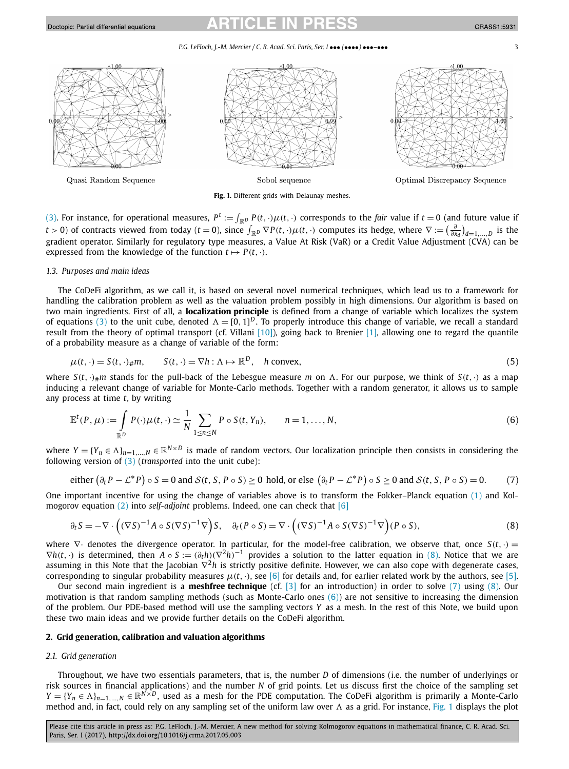Quasi Random Sequence        Sobol sequence        Optimal Discrepancy Sequence

**Fig. 1.** Different grids with Delaunay meshes.

(3). For instance, for operational measures, $P^t := \int_{\mathbb{R}^D} P(t,\cdot)\mu(t,\cdot)$ corresponds to the *fair* value if $t = 0$ (and future value if $t > 0$) of contracts viewed from today ($t = 0$), since $\int_{\mathbb{R}^D} \nabla P(t,\cdot)\mu(t,\cdot)$ computes its hedge, where $\nabla := \left(\frac{\partial}{\partial x_d}\right)_{d=1,\ldots,D}$ is the gradient operator. Similarly for regulatory type measures, a Value At Risk (VaR) or a Credit Value Adjustment (CVA) can be expressed from the knowledge of the function $t \mapsto P(t,\cdot)$.

### 1.3. Purposes and main ideas

The CoDeFi algorithm, as we call it, is based on several novel numerical techniques, which lead us to a framework for handling the calibration problem as well as the valuation problem possibly in high dimensions. Our algorithm is based on two main ingredients. First of all, a **localization principle** is defined from a change of variable which localizes the system of equations (3) to the unit cube, denoted $\Lambda = [0,1]^D$. To properly introduce this change of variable, we recall a standard result from the theory of optimal transport (cf. Villani [10]), going back to Brenier [1], allowing one to regard the quantile of a probability measure as a change of variable of the form:

$$\mu(t,\cdot) = S(t,\cdot)_{\#}m, \qquad S(t,\cdot) = \nabla h : \Lambda \mapsto \mathbb{R}^D, \quad h \text{ convex}, \tag{5}$$

where $S(t,\cdot)_{\#}m$ stands for the pull-back of the Lebesgue measure $m$ on $\Lambda$. For our purpose, we think of $S(t,\cdot)$ as a map inducing a relevant change of variable for Monte-Carlo methods. Together with a random generator, it allows us to sample any process at time $t$, by writing

$$\mathbb{E}^t(P,\mu) := \int_{\mathbb{R}^D} P(\cdot)\mu(t,\cdot) \simeq \frac{1}{N}\sum_{1\le n\le N} P \circ S(t, Y_n), \qquad n = 1,\ldots,N, \tag{6}$$

where $Y = \{Y_n \in \Lambda\}_{n=1,\ldots,N} \in \mathbb{R}^{N\times D}$ is made of random vectors. Our localization principle then consists in considering the following version of (3) (*transported* into the unit cube):

$$\text{either } \left(\partial_t P - \mathcal{L}^* P\right) \circ S = 0 \text{ and } \mathcal{S}(t, S, P \circ S) \ge 0 \text{ hold, or else } \left(\partial_t P - \mathcal{L}^* P\right) \circ S \ge 0 \text{ and } \mathcal{S}(t, S, P \circ S) = 0. \tag{7}$$

One important incentive for using the change of variables above is to transform the Fokker–Planck equation (1) and Kolmogorov equation (2) into *self-adjoint* problems. Indeed, one can check that [6]

$$\partial_t S = -\nabla \cdot \left((\nabla S)^{-1} A \circ S (\nabla S)^{-1} \nabla\right) S, \quad \partial_t (P \circ S) = \nabla \cdot \left((\nabla S)^{-1} A \circ S (\nabla S)^{-1} \nabla\right)(P \circ S), \tag{8}$$

where $\nabla\cdot$ denotes the divergence operator. In particular, for the model-free calibration, we observe that, once $S(t,\cdot) = \nabla h(t,\cdot)$ is determined, then $A \circ S := (\partial_t h)(\nabla^2 h)^{-1}$ provides a solution to the latter equation in (8). Notice that we are assuming in this Note that the Jacobian $\nabla^2 h$ is strictly positive definite. However, we can also cope with degenerate cases, corresponding to singular probability measures $\mu(t,\cdot)$, see [6] for details and, for earlier related work by the authors, see [5].

Our second main ingredient is a **meshfree technique** (cf. [3] for an introduction) in order to solve (7) using (8). Our motivation is that random sampling methods (such as Monte-Carlo ones (6)) are not sensitive to increasing the dimension of the problem. Our PDE-based method will use the sampling vectors $Y$ as a mesh. In the rest of this Note, we build upon these two main ideas and we provide further details on the CoDeFi algorithm.

## 2. Grid generation, calibration and valuation algorithms

### 2.1. Grid generation

Throughout, we have two essentials parameters, that is, the number $D$ of dimensions (i.e. the number of underlyings or risk sources in financial applications) and the number $N$ of grid points. Let us discuss first the choice of the sampling set $Y = \{Y_n \in \Lambda\}_{n=1,\ldots,N} \in \mathbb{R}^{N\times D}$, used as a mesh for the PDE computation. The CoDeFi algorithm is primarily a Monte-Carlo method and, in fact, could rely on any sampling set of the uniform law over $\Lambda$ as a grid. For instance, Fig. 1 displays the plot

Please cite this article in press as: P.G. LeFloch, J.-M. Mercier, A new method for solving Kolmogorov equations in mathematical finance, C. R. Acad. Sci. Paris, Ser. I (2017), http://dx.doi.org/10.1016/j.crma.2017.05.003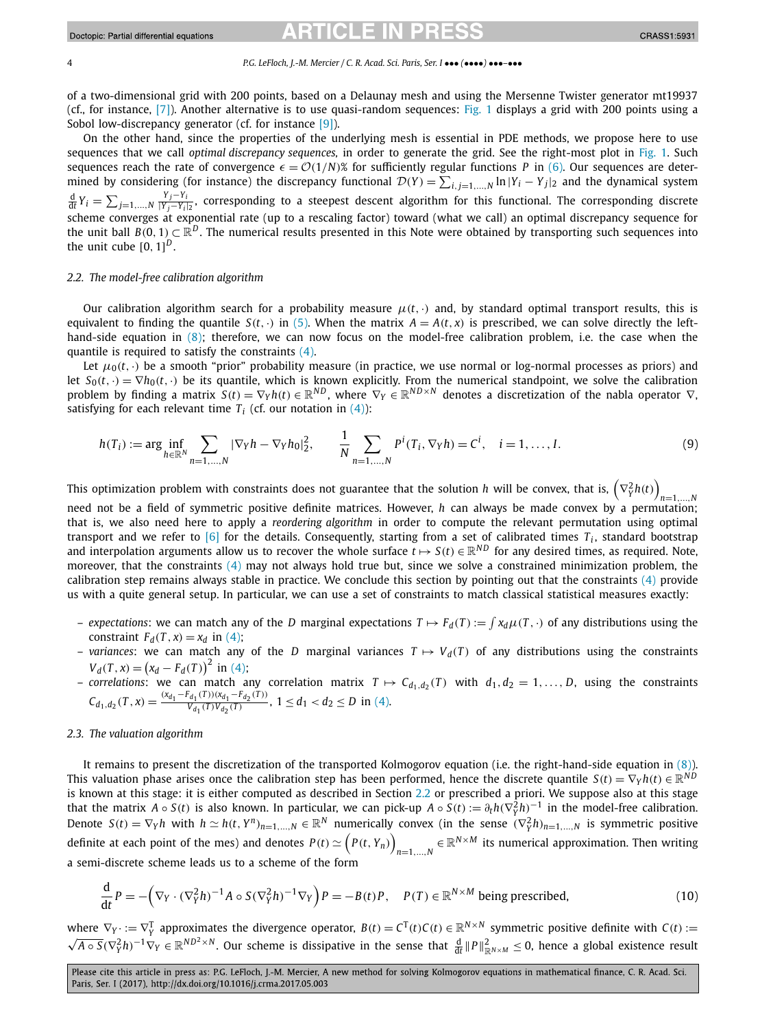of a two-dimensional grid with 200 points, based on a Delaunay mesh and using the Mersenne Twister generator mt19937 (cf., for instance, [7]). Another alternative is to use quasi-random sequences: Fig. 1 displays a grid with 200 points using a Sobol low-discrepancy generator (cf. for instance [9]).

On the other hand, since the properties of the underlying mesh is essential in PDE methods, we propose here to use sequences that we call *optimal discrepancy sequences*, in order to generate the grid. See the right-most plot in Fig. 1. Such sequences reach the rate of convergence $\epsilon = \mathcal{O}(1/N)\%$ for sufficiently regular functions $P$ in (6). Our sequences are determined by considering (for instance) the discrepancy functional $\mathcal{D}(Y) = \sum_{i,j=1,\dots,N} \ln |Y_i - Y_j|_2$ and the dynamical system $\frac{\mathrm{d}}{\mathrm{d}t} Y_i = \sum_{j=1,\dots,N} \frac{Y_j - Y_i}{|Y_j - Y_i|_2}$, corresponding to a steepest descent algorithm for this functional. The corresponding discrete scheme converges at exponential rate (up to a rescaling factor) toward (what we call) an optimal discrepancy sequence for the unit ball $B(0,1) \subset \mathbb{R}^D$. The numerical results presented in this Note were obtained by transporting such sequences into the unit cube $[0,1]^D$.

### 2.2. The model-free calibration algorithm

Our calibration algorithm search for a probability measure $\mu(t,\cdot)$ and, by standard optimal transport results, this is equivalent to finding the quantile $S(t,\cdot)$ in (5). When the matrix $A = A(t,x)$ is prescribed, we can solve directly the left-hand-side equation in (8); therefore, we can now focus on the model-free calibration problem, i.e. the case when the quantile is required to satisfy the constraints (4).

Let $\mu_0(t,\cdot)$ be a smooth "prior" probability measure (in practice, we use normal or log-normal processes as priors) and let $S_0(t,\cdot) = \nabla h_0(t,\cdot)$ be its quantile, which is known explicitly. From the numerical standpoint, we solve the calibration problem by finding a matrix $S(t) = \nabla_Y h(t) \in \mathbb{R}^{ND}$, where $\nabla_Y \in \mathbb{R}^{ND \times N}$ denotes a discretization of the nabla operator $\nabla$, satisfying for each relevant time $T_i$ (cf. our notation in (4)):

$$
h(T_i) := \arg \inf_{h \in \mathbb{R}^N} \sum_{n=1,\dots,N} |\nabla_Y h - \nabla_Y h_0|_2^2, \qquad \frac{1}{N} \sum_{n=1,\dots,N} P^i(T_i, \nabla_Y h) = C^i, \quad i = 1,\dots,I. \tag{9}
$$

This optimization problem with constraints does not guarantee that the solution $h$ will be convex, that is, $\left(\nabla_Y^2 h(t)\right)_{n=1,\dots,N}$ need not be a field of symmetric positive definite matrices. However, $h$ can always be made convex by a permutation; that is, we also need here to apply a *reordering algorithm* in order to compute the relevant permutation using optimal transport and we refer to [6] for the details. Consequently, starting from a set of calibrated times $T_i$, standard bootstrap and interpolation arguments allow us to recover the whole surface $t \mapsto S(t) \in \mathbb{R}^{ND}$ for any desired times, as required. Note, moreover, that the constraints (4) may not always hold true but, since we solve a constrained minimization problem, the calibration step remains always stable in practice. We conclude this section by pointing out that the constraints (4) provide us with a quite general setup. In particular, we can use a set of constraints to match classical statistical measures exactly:

– *expectations*: we can match any of the $D$ marginal expectations $T \mapsto F_d(T) := \int x_d \mu(T,\cdot)$ of any distributions using the constraint $F_d(T,x) = x_d$ in (4);
– *variances*: we can match any of the $D$ marginal variances $T \mapsto V_d(T)$ of any distributions using the constraints $V_d(T,x) = \left(x_d - F_d(T)\right)^2$ in (4);
– *correlations*: we can match any correlation matrix $T \mapsto C_{d_1,d_2}(T)$ with $d_1, d_2 = 1,\dots,D$, using the constraints $C_{d_1,d_2}(T,x) = \frac{(x_{d_1} - F_{d_1}(T))(x_{d_1} - F_{d_2}(T))}{V_{d_1}(T) V_{d_2}(T)}$, $1 \le d_1 < d_2 \le D$ in (4).

### 2.3. The valuation algorithm

It remains to present the discretization of the transported Kolmogorov equation (i.e. the right-hand-side equation in (8)). This valuation phase arises once the calibration step has been performed, hence the discrete quantile $S(t) = \nabla_Y h(t) \in \mathbb{R}^{ND}$ is known at this stage: it is either computed as described in Section 2.2 or prescribed a priori. We suppose also at this stage that the matrix $A \circ S(t)$ is also known. In particular, we can pick-up $A \circ S(t) := \partial_t h (\nabla_Y^2 h)^{-1}$ in the model-free calibration. Denote $S(t) = \nabla_Y h$ with $h \simeq h(t, Y^n)_{n=1,\dots,N} \in \mathbb{R}^N$ numerically convex (in the sense $(\nabla_Y^2 h)_{n=1,\dots,N}$ is symmetric positive definite at each point of the mes) and denotes $P(t) \simeq \left(P(t, Y_n)\right)_{n=1,\dots,N} \in \mathbb{R}^{N \times M}$ its numerical approximation. Then writing a semi-discrete scheme leads us to a scheme of the form

$$
\frac{\mathrm{d}}{\mathrm{d}t} P = -\left(\nabla_Y \cdot (\nabla_Y^2 h)^{-1} A \circ S (\nabla_Y^2 h)^{-1} \nabla_Y\right) P = -B(t) P, \quad P(T) \in \mathbb{R}^{N \times M} \text{ being prescribed}, \tag{10}
$$

where $\nabla_Y \cdot := \nabla_Y^T$ approximates the divergence operator, $B(t) = C^T(t) C(t) \in \mathbb{R}^{N \times N}$ symmetric positive definite with $C(t) := \sqrt{A \circ S} (\nabla_Y^2 h)^{-1} \nabla_Y \in \mathbb{R}^{ND^2 \times N}$. Our scheme is dissipative in the sense that $\frac{\mathrm{d}}{\mathrm{d}t} \|P\|^2_{\mathbb{R}^{N \times M}} \le 0$, hence a global existence result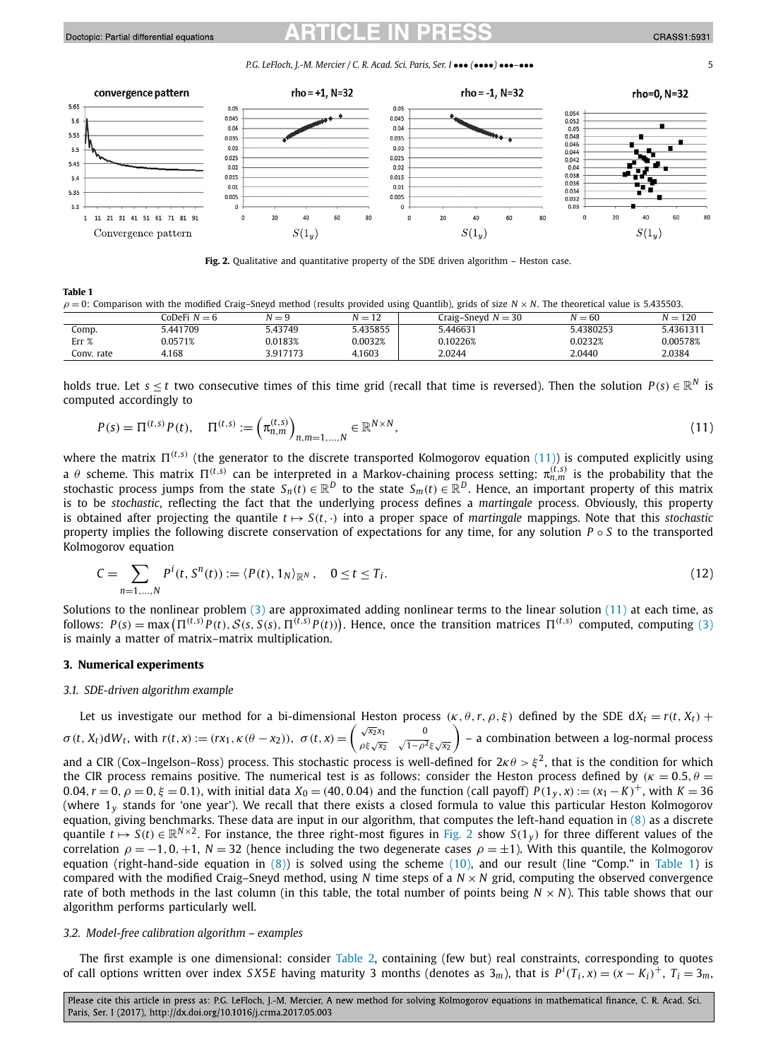Fig. 2. Qualitative and quantitative property of the SDE driven algorithm – Heston case.

**Table 1**

$\rho = 0$: Comparison with the modified Craig–Sneyd method (results provided using Quantlib), grids of size $N \times N$. The theoretical value is 5.435503.

| | CoDeFi $N = 6$ | $N = 9$ | $N = 12$ | Craig–Sneyd $N = 30$ | $N = 60$ | $N = 120$ |
|---|---|---|---|---|---|---|
| Comp. | 5.441709 | 5.43749 | 5.435855 | 5.446631 | 5.4380253 | 5.4361311 |
| Err % | 0.0571% | 0.0183% | 0.0032% | 0.10226% | 0.0232% | 0.00578% |
| Conv. rate | 4.168 | 3.917173 | 4.1603 | 2.0244 | 2.0440 | 2.0384 |

holds true. Let $s \le t$ two consecutive times of this time grid (recall that time is reversed). Then the solution $P(s) \in \mathbb{R}^N$ is computed accordingly to

$$P(s) = \Pi^{(t,s)} P(t), \quad \Pi^{(t,s)} := \left(\pi^{(t,s)}_{n,m}\right)_{n,m=1,\ldots,N} \in \mathbb{R}^{N \times N}, \tag{11}$$

where the matrix $\Pi^{(t,s)}$ (the generator to the discrete transported Kolmogorov equation (11)) is computed explicitly using a $\theta$ scheme. This matrix $\Pi^{(t,s)}$ can be interpreted in a Markov-chaining process setting: $\pi^{(t,s)}_{n,m}$ is the probability that the stochastic process jumps from the state $S_n(t) \in \mathbb{R}^D$ to the state $S_m(t) \in \mathbb{R}^D$. Hence, an important property of this matrix is to be *stochastic*, reflecting the fact that the underlying process defines a *martingale* process. Obviously, this property is obtained after projecting the quantile $t \mapsto S(t, \cdot)$ into a proper space of *martingale* mappings. Note that this *stochastic* property implies the following discrete conservation of expectations for any time, for any solution $P \circ S$ to the transported Kolmogorov equation

$$C = \sum_{n=1,\ldots,N} P^i(t, S^n(t)) := \langle P(t), 1_N \rangle_{\mathbb{R}^N}, \quad 0 \le t \le T_i. \tag{12}$$

Solutions to the nonlinear problem (3) are approximated adding nonlinear terms to the linear solution (11) at each time, as follows: $P(s) = \max\left(\Pi^{(t,s)} P(t), \mathcal{S}(s, S(s), \Pi^{(t,s)} P(t))\right)$. Hence, once the transition matrices $\Pi^{(t,s)}$ computed, computing (3) is mainly a matter of matrix–matrix multiplication.

## 3. Numerical experiments

### 3.1. SDE-driven algorithm example

Let us investigate our method for a bi-dimensional Heston process $(\kappa, \theta, r, \rho, \xi)$ defined by the SDE $\mathrm{d}X_t = r(t, X_t) + \sigma(t, X_t)\mathrm{d}W_t$, with $r(t, x) := (rx_1, \kappa(\theta - x_2))$, $\sigma(t, x) = \begin{pmatrix} \sqrt{x_2}x_1 & 0 \\ \rho\xi\sqrt{x_2} & \sqrt{1-\rho^2}\xi\sqrt{x_2} \end{pmatrix}$ – a combination between a log-normal process and a CIR (Cox–Ingelson–Ross) process. This stochastic process is well-defined for $2\kappa\theta > \xi^2$, that is the condition for which the CIR process remains positive. The numerical test is as follows: consider the Heston process defined by ($\kappa = 0.5, \theta = 0.04, r = 0, \rho = 0, \xi = 0.1$), with initial data $X_0 = (40, 0.04)$ and the function (call payoff) $P(1_y, x) := (x_1 - K)^+$, with $K = 36$ (where $1_y$ stands for 'one year'). We recall that there exists a closed formula to value this particular Heston Kolmogorov equation, giving benchmarks. These data are input in our algorithm, that computes the left-hand equation in (8) as a discrete quantile $t \mapsto S(t) \in \mathbb{R}^{N \times 2}$. For instance, the three right-most figures in Fig. 2 show $S(1_y)$ for three different values of the correlation $\rho = -1, 0, +1$, $N = 32$ (hence including the two degenerate cases $\rho = \pm 1$). With this quantile, the Kolmogorov equation (right-hand-side equation in (8)) is solved using the scheme (10), and our result (line "Comp." in Table 1) is compared with the modified Craig–Sneyd method, using $N$ time steps of a $N \times N$ grid, computing the observed convergence rate of both methods in the last column (in this table, the total number of points being $N \times N$). This table shows that our algorithm performs particularly well.

### 3.2. Model-free calibration algorithm – examples

The first example is one dimensional: consider Table 2, containing (few but) real constraints, corresponding to quotes of call options written over index $SX5E$ having maturity 3 months (denotes as $3_m$), that is $P^i(T_i, x) = (x - K_i)^+$, $T_i = 3_m$,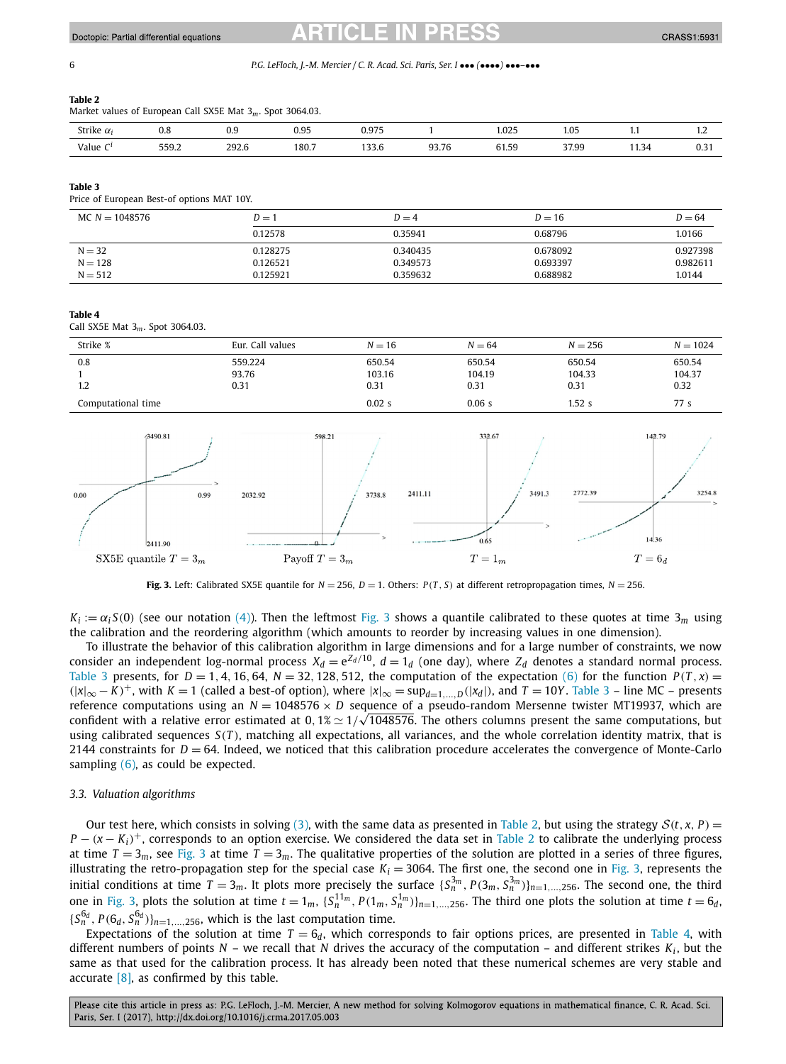**Table 2**
Market values of European Call SX5E Mat $3_m$. Spot 3064.03.

| Strike $\alpha_i$ | 0.8 | 0.9 | 0.95 | 0.975 | 1 | 1.025 | 1.05 | 1.1 | 1.2 |
|---|---|---|---|---|---|---|---|---|---|
| Value $C^i$ | 559.2 | 292.6 | 180.7 | 133.6 | 93.76 | 61.59 | 37.99 | 11.34 | 0.31 |

**Table 3**
Price of European Best-of options MAT 10Y.

| MC $N = 1048576$ | $D = 1$ | $D = 4$ | $D = 16$ | $D = 64$ |
|---|---|---|---|---|
| | 0.12578 | 0.35941 | 0.68796 | 1.0166 |
| N = 32 | 0.128275 | 0.340435 | 0.678092 | 0.927398 |
| N = 128 | 0.126521 | 0.349573 | 0.693397 | 0.982611 |
| N = 512 | 0.125921 | 0.359632 | 0.688982 | 1.0144 |

**Table 4**
Call SX5E Mat $3_m$. Spot 3064.03.

| Strike % | Eur. Call values | $N = 16$ | $N = 64$ | $N = 256$ | $N = 1024$ |
|---|---|---|---|---|---|
| 0.8 | 559.224 | 650.54 | 650.54 | 650.54 | 650.54 |
| 1 | 93.76 | 103.16 | 104.19 | 104.33 | 104.37 |
| 1.2 | 0.31 | 0.31 | 0.31 | 0.31 | 0.32 |
| Computational time | | 0.02 s | 0.06 s | 1.52 s | 77 s |

**Fig. 3.** Left: Calibrated SX5E quantile for $N = 256$, $D = 1$. Others: $P(T, S)$ at different retropropagation times, $N = 256$.

$K_i := \alpha_i S(0)$ (see our notation (4)). Then the leftmost Fig. 3 shows a quantile calibrated to these quotes at time $3_m$ using the calibration and the reordering algorithm (which amounts to reorder by increasing values in one dimension).

To illustrate the behavior of this calibration algorithm in large dimensions and for a large number of constraints, we now consider an independent log-normal process $X_d = e^{Z_d/10}$, $d = 1_d$ (one day), where $Z_d$ denotes a standard normal process. Table 3 presents, for $D = 1, 4, 16, 64$, $N = 32, 128, 512$, the computation of the expectation (6) for the function $P(T, x) = (|x|_\infty - K)^+$, with $K = 1$ (called a best-of option), where $|x|_\infty = \sup_{d=1,\dots,D}(|x_d|)$, and $T = 10Y$. Table 3 – line MC – presents reference computations using an $N = 1048576 \times D$ sequence of a pseudo-random Mersenne twister MT19937, which are confident with a relative error estimated at $0, 1\% \simeq 1/\sqrt{1048576}$. The others columns present the same computations, but using calibrated sequences $S(T)$, matching all expectations, all variances, and the whole correlation identity matrix, that is 2144 constraints for $D = 64$. Indeed, we noticed that this calibration procedure accelerates the convergence of Monte-Carlo sampling (6), as could be expected.

### 3.3. Valuation algorithms

Our test here, which consists in solving (3), with the same data as presented in Table 2, but using the strategy $\mathcal{S}(t, x, P) = P - (x - K_i)^+$, corresponds to an option exercise. We considered the data set in Table 2 to calibrate the underlying process at time $T = 3_m$, see Fig. 3 at time $T = 3_m$. The qualitative properties of the solution are plotted in a series of three figures, illustrating the retro-propagation step for the special case $K_i = 3064$. The first one, the second one in Fig. 3, represents the initial conditions at time $T = 3_m$. It plots more precisely the surface $\{S_n^{3m}, P(3_m, S_n^{3m})\}_{n=1,\dots,256}$. The second one, the third one in Fig. 3, plots the solution at time $t = 1_m$, $\{S_n^{11m}, P(1_m, S_n^{1m})\}_{n=1,\dots,256}$. The third one plots the solution at time $t = 6_d$, $\{S_n^{6d}, P(6_d, S_n^{6d})\}_{n=1,\dots,256}$, which is the last computation time.

Expectations of the solution at time $T = 6_d$, which corresponds to fair options prices, are presented in Table 4, with different numbers of points $N$ – we recall that $N$ drives the accuracy of the computation – and different strikes $K_i$, but the same as that used for the calibration process. It has already been noted that these numerical schemes are very stable and accurate [8], as confirmed by this table.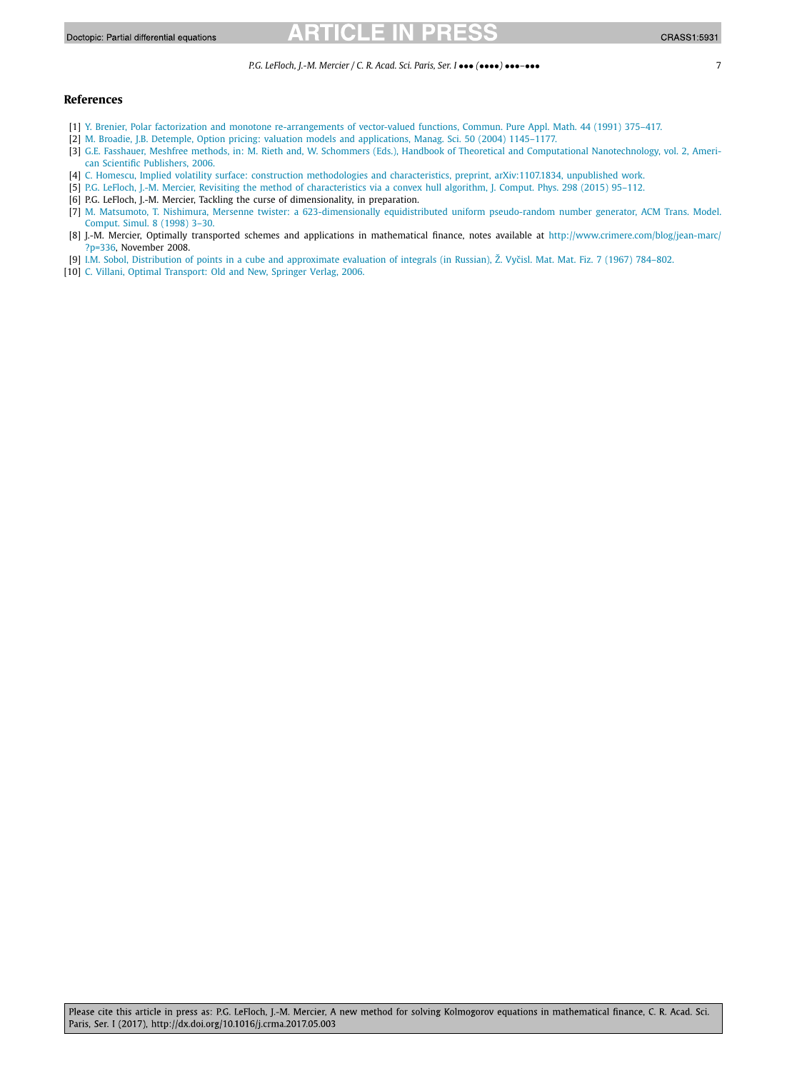## References

[1] Y. Brenier, Polar factorization and monotone re-arrangements of vector-valued functions, Commun. Pure Appl. Math. 44 (1991) 375–417.

[2] M. Broadie, J.B. Detemple, Option pricing: valuation models and applications, Manag. Sci. 50 (2004) 1145–1177.

[3] G.E. Fasshauer, Meshfree methods, in: M. Rieth and, W. Schommers (Eds.), Handbook of Theoretical and Computational Nanotechnology, vol. 2, American Scientific Publishers, 2006.

[4] C. Homescu, Implied volatility surface: construction methodologies and characteristics, preprint, arXiv:1107.1834, unpublished work.

[5] P.G. LeFloch, J.-M. Mercier, Revisiting the method of characteristics via a convex hull algorithm, J. Comput. Phys. 298 (2015) 95–112.

[6] P.G. LeFloch, J.-M. Mercier, Tackling the curse of dimensionality, in preparation.

[7] M. Matsumoto, T. Nishimura, Mersenne twister: a 623-dimensionally equidistributed uniform pseudo-random number generator, ACM Trans. Model. Comput. Simul. 8 (1998) 3–30.

[8] J.-M. Mercier, Optimally transported schemes and applications in mathematical finance, notes available at http://www.crimere.com/blog/jean-marc/?p=336, November 2008.

[9] I.M. Sobol, Distribution of points in a cube and approximate evaluation of integrals (in Russian), Ž. Vyčisl. Mat. Mat. Fiz. 7 (1967) 784–802.

[10] C. Villani, Optimal Transport: Old and New, Springer Verlag, 2006.